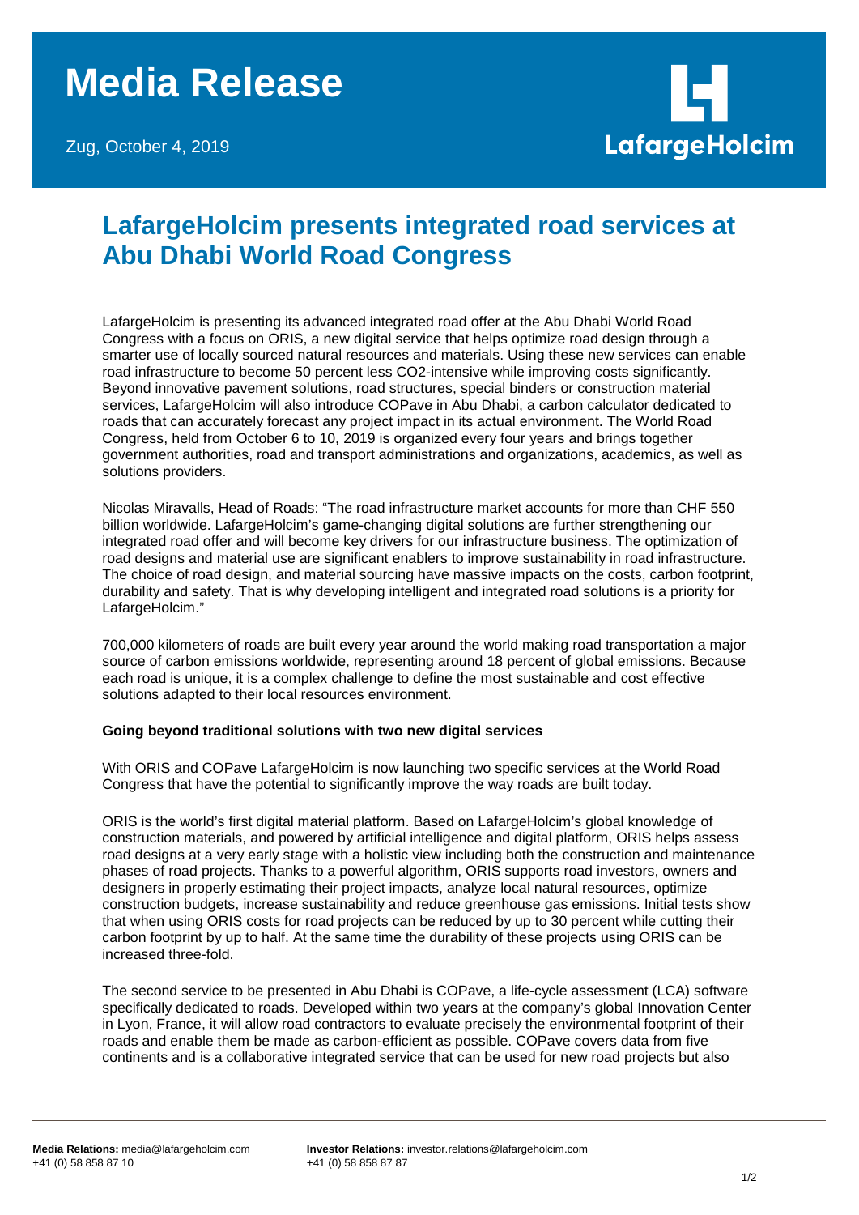# Media Release

Zug, October 4, 2019

LafargeHolcim

## LafargeHolcim presents integrated road services at Abu Dhabi World Road Congress

LafargeHolcim is presenting its advanced integrated road offer at the Abu Dhabi World Road Congress with a focus on ORIS, a new digital service that helps optimize road design through a smarter use of locally sourced natural resources and materials. Using these new services can enable road infrastructure to become 50 percent less CO2-intensive while improving costs significantly. Beyond innovative pavement solutions, road structures, special binders or construction material services, LafargeHolcim will also introduce COPave in Abu Dhabi, a carbon calculator dedicated to roads that can accurately forecast any project impact in its actual environment. The World Road Congress, held from October 6 to 10, 2019 is organized every four years and brings together government authorities, road and transport administrations and organizations, academics, as well as solutions providers.

Nicolas Miravalls, Head of Roads: "The road infrastructure market accounts for more than CHF 550 billion worldwide. LafargeHolcim's game-changing digital solutions are further strengthening our integrated road offer and will become key drivers for our infrastructure business. The optimization of road designs and material use are significant enablers to improve sustainability in road infrastructure. The choice of road design, and material sourcing have massive impacts on the costs, carbon footprint, durability and safety. That is why developing intelligent and integrated road solutions is a priority for LafargeHolcim."

700,000 kilometers of roads are built every year around the world making road transportation a major source of carbon emissions worldwide, representing around 18 percent of global emissions. Because each road is unique, it is a complex challenge to define the most sustainable and cost effective solutions adapted to their local resources environment.

**Going beyond traditional solutions with two new digital services**

With ORIS and COPave LafargeHolcim is now launching two specific services at the World Road Congress that have the potential to significantly improve the way roads are built today.

ORIS is the world's first digital material platform. Based on LafargeHolcim's global knowledge of construction materials, and powered by artificial intelligence and digital platform, ORIS helps assess road designs at a very early stage with a holistic view including both the construction and maintenance phases of road projects. Thanks to a powerful algorithm, ORIS supports road investors, owners and designers in properly estimating their project impacts, analyze local natural resources, optimize construction budgets, increase sustainability and reduce greenhouse gas emissions. Initial tests show that when using ORIS costs for road projects can be reduced by up to 30 percent while cutting their carbon footprint by up to half. At the same time the durability of these projects using ORIS can be increased three-fold.

The second service to be presented in Abu Dhabi is COPave, a life-cycle assessment (LCA) software specifically dedicated to roads. Developed within two years at the company's global Innovation Center in Lyon, France, it will allow road contractors to evaluate precisely the environmental footprint of their roads and enable them be made as carbon-efficient as possible. COPave covers data from five continents and is a collaborative integrated service that can be used for new road projects but also

**Media Relations:** media@lafargeholcim.com
+41 (0) 58 858 87 10

**Investor Relations:** investor.relations@lafargeholcim.com
+41 (0) 58 858 87 87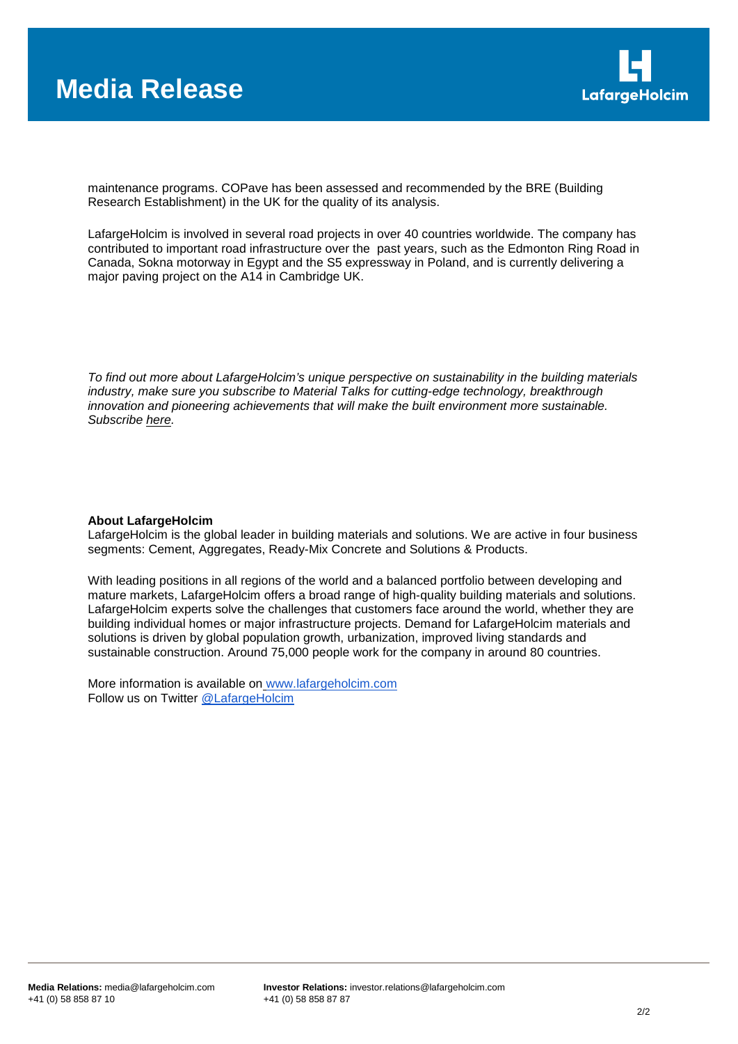maintenance programs. COPave has been assessed and recommended by the BRE (Building Research Establishment) in the UK for the quality of its analysis.

LafargeHolcim is involved in several road projects in over 40 countries worldwide. The company has contributed to important road infrastructure over the past years, such as the Edmonton Ring Road in Canada, Sokna motorway in Egypt and the S5 expressway in Poland, and is currently delivering a major paving project on the A14 in Cambridge UK.

*To find out more about LafargeHolcim's unique perspective on sustainability in the building materials industry, make sure you subscribe to Material Talks for cutting-edge technology, breakthrough innovation and pioneering achievements that will make the built environment more sustainable. Subscribe here.*

**About LafargeHolcim**

LafargeHolcim is the global leader in building materials and solutions. We are active in four business segments: Cement, Aggregates, Ready-Mix Concrete and Solutions & Products.

With leading positions in all regions of the world and a balanced portfolio between developing and mature markets, LafargeHolcim offers a broad range of high-quality building materials and solutions. LafargeHolcim experts solve the challenges that customers face around the world, whether they are building individual homes or major infrastructure projects. Demand for LafargeHolcim materials and solutions is driven by global population growth, urbanization, improved living standards and sustainable construction. Around 75,000 people work for the company in around 80 countries.

More information is available on www.lafargeholcim.com
Follow us on Twitter @LafargeHolcim

**Media Relations:** media@lafargeholcim.com
+41 (0) 58 858 87 10

**Investor Relations:** investor.relations@lafargeholcim.com
+41 (0) 58 858 87 87